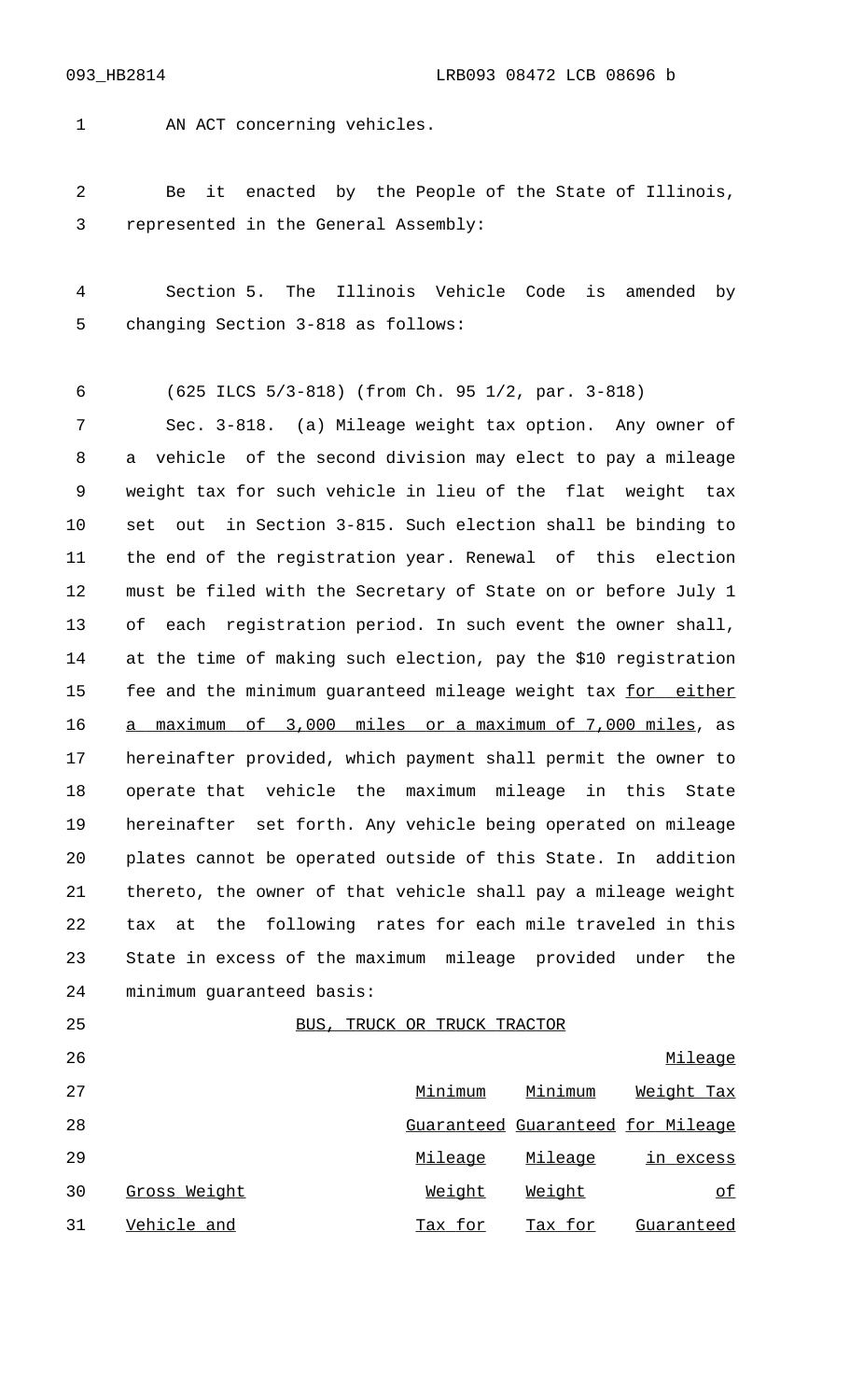AN ACT concerning vehicles.

Be it enacted by the People of the State of Illinois, represented in the General Assembly:

Section 5. The Illinois Vehicle Code is amended by changing Section 3-818 as follows:

(625 ILCS 5/3-818) (from Ch. 95 1/2, par. 3-818)

Sec. 3-818. (a) Mileage weight tax option. Any owner of a vehicle of the second division may elect to pay a mileage weight tax for such vehicle in lieu of the flat weight tax set out in Section 3-815. Such election shall be binding to the end of the registration year. Renewal of this election must be filed with the Secretary of State on or before July 1 of each registration period. In such event the owner shall, at the time of making such election, pay the $10 registration fee and the minimum guaranteed mileage weight tax for either a maximum of 3,000 miles or a maximum of 7,000 miles, as hereinafter provided, which payment shall permit the owner to operate that vehicle the maximum mileage in this State hereinafter set forth. Any vehicle being operated on mileage plates cannot be operated outside of this State. In addition thereto, the owner of that vehicle shall pay a mileage weight tax at the following rates for each mile traveled in this State in excess of the maximum mileage provided under the minimum guaranteed basis:

BUS, TRUCK OR TRUCK TRACTOR

| Gross Weight Vehicle and | Minimum Guaranteed Mileage Weight Tax for | Minimum Guaranteed Mileage Weight Tax for | Mileage Weight Tax for Mileage in excess of Guaranteed |
|---|---|---|---|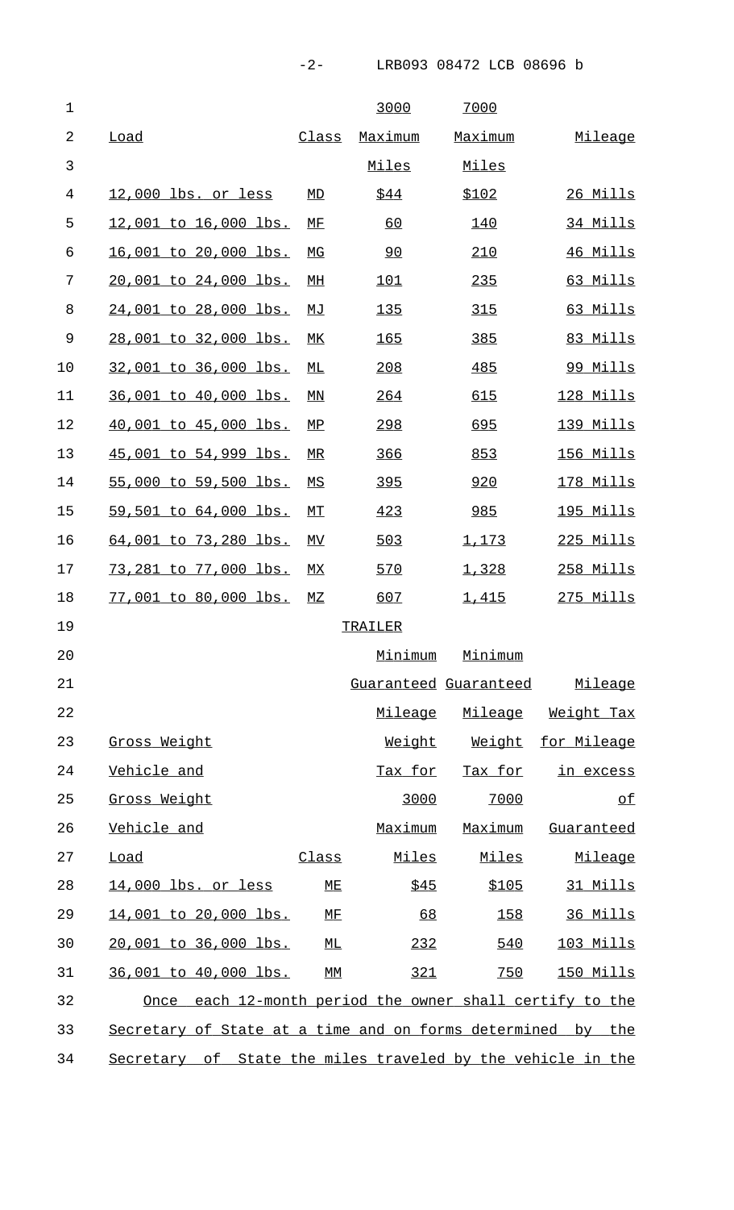| Load | Class | 3000 Maximum Miles | 7000 Maximum Miles | Mileage |
|---|---|---|---|---|
| 12,000 lbs. or less | MD | $44 | $102 | 26 Mills |
| 12,001 to 16,000 lbs. | MF | 60 | 140 | 34 Mills |
| 16,001 to 20,000 lbs. | MG | 90 | 210 | 46 Mills |
| 20,001 to 24,000 lbs. | MH | 101 | 235 | 63 Mills |
| 24,001 to 28,000 lbs. | MJ | 135 | 315 | 63 Mills |
| 28,001 to 32,000 lbs. | MK | 165 | 385 | 83 Mills |
| 32,001 to 36,000 lbs. | ML | 208 | 485 | 99 Mills |
| 36,001 to 40,000 lbs. | MN | 264 | 615 | 128 Mills |
| 40,001 to 45,000 lbs. | MP | 298 | 695 | 139 Mills |
| 45,001 to 54,999 lbs. | MR | 366 | 853 | 156 Mills |
| 55,000 to 59,500 lbs. | MS | 395 | 920 | 178 Mills |
| 59,501 to 64,000 lbs. | MT | 423 | 985 | 195 Mills |
| 64,001 to 73,280 lbs. | MV | 503 | 1,173 | 225 Mills |
| 73,281 to 77,000 lbs. | MX | 570 | 1,328 | 258 Mills |
| 77,001 to 80,000 lbs. | MZ | 607 | 1,415 | 275 Mills |

TRAILER

| Gross Weight Vehicle and Gross Weight Vehicle and Load | Class | Minimum Guaranteed Mileage Weight Tax for 3000 Maximum Miles | Minimum Guaranteed Mileage Weight Tax for 7000 Maximum Miles | Mileage Weight Tax for Mileage in excess of Guaranteed Mileage |
|---|---|---|---|---|
| 14,000 lbs. or less | ME | $45 | $105 | 31 Mills |
| 14,001 to 20,000 lbs. | MF | 68 | 158 | 36 Mills |
| 20,001 to 36,000 lbs. | ML | 232 | 540 | 103 Mills |
| 36,001 to 40,000 lbs. | MM | 321 | 750 | 150 Mills |

Once each 12-month period the owner shall certify to the Secretary of State at a time and on forms determined by the Secretary of State the miles traveled by the vehicle in the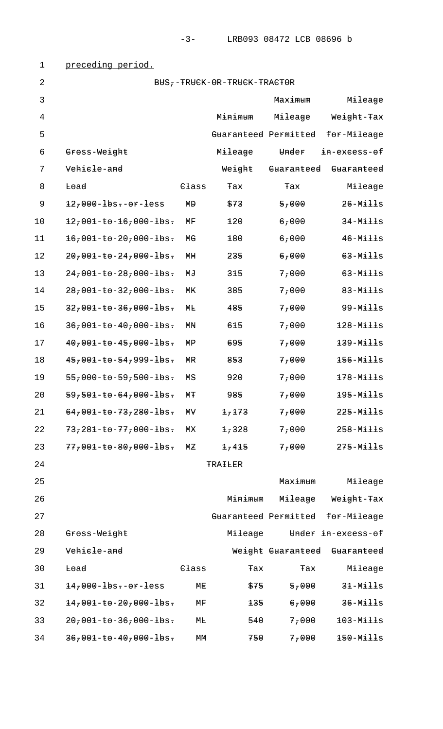preceding period.

BUS, TRUCK OR TRUCK TRACTOR

| Gross Weight Vehicle and Load | Class | Minimum Guaranteed Mileage Weight Tax | Maximum Mileage Permitted Under Guaranteed Tax | Mileage Weight Tax for Mileage in excess of Guaranteed Mileage |
|---|---|---|---|---|
| 12,000 lbs. or less | MD | $73 | 5,000 | 26 Mills |
| 12,001 to 16,000 lbs. | MF | 120 | 6,000 | 34 Mills |
| 16,001 to 20,000 lbs. | MG | 180 | 6,000 | 46 Mills |
| 20,001 to 24,000 lbs. | MH | 235 | 6,000 | 63 Mills |
| 24,001 to 28,000 lbs. | MJ | 315 | 7,000 | 63 Mills |
| 28,001 to 32,000 lbs. | MK | 385 | 7,000 | 83 Mills |
| 32,001 to 36,000 lbs. | ML | 485 | 7,000 | 99 Mills |
| 36,001 to 40,000 lbs. | MN | 615 | 7,000 | 128 Mills |
| 40,001 to 45,000 lbs. | MP | 695 | 7,000 | 139 Mills |
| 45,001 to 54,999 lbs. | MR | 853 | 7,000 | 156 Mills |
| 55,000 to 59,500 lbs. | MS | 920 | 7,000 | 178 Mills |
| 59,501 to 64,000 lbs. | MT | 985 | 7,000 | 195 Mills |
| 64,001 to 73,280 lbs. | MV | 1,173 | 7,000 | 225 Mills |
| 73,281 to 77,000 lbs. | MX | 1,328 | 7,000 | 258 Mills |
| 77,001 to 80,000 lbs. | MZ | 1,415 | 7,000 | 275 Mills |

TRAILER

| Gross Weight Vehicle and Load | Class | Minimum Guaranteed Mileage Weight Tax | Maximum Mileage Permitted Under Guaranteed Tax | Mileage Weight Tax for Mileage in excess of Guaranteed Mileage |
|---|---|---|---|---|
| 14,000 lbs. or less | ME | $75 | 5,000 | 31 Mills |
| 14,001 to 20,000 lbs. | MF | 135 | 6,000 | 36 Mills |
| 20,001 to 36,000 lbs. | ML | 540 | 7,000 | 103 Mills |
| 36,001 to 40,000 lbs. | MM | 750 | 7,000 | 150 Mills |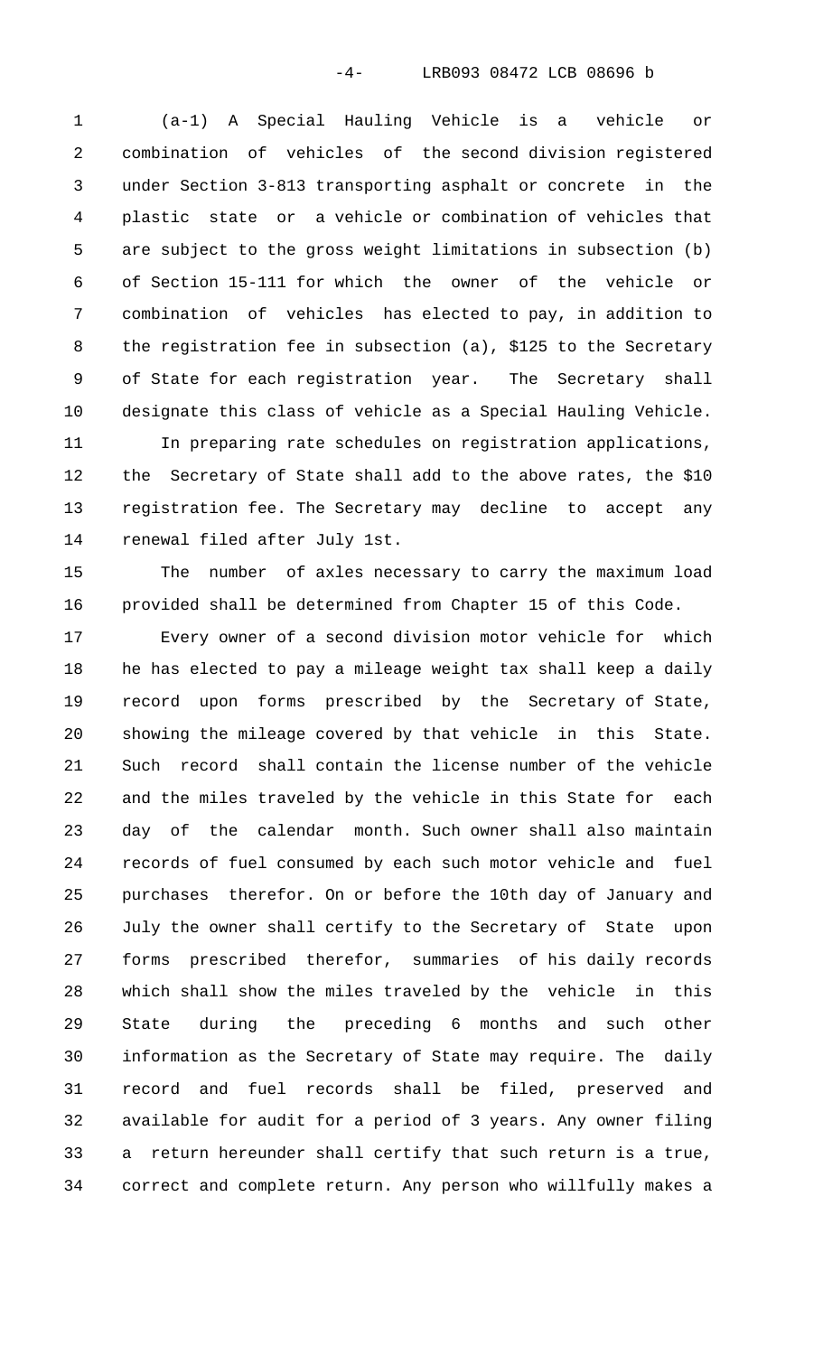(a-1) A Special Hauling Vehicle is a vehicle or combination of vehicles of the second division registered under Section 3-813 transporting asphalt or concrete in the plastic state or a vehicle or combination of vehicles that are subject to the gross weight limitations in subsection (b) of Section 15-111 for which the owner of the vehicle or combination of vehicles has elected to pay, in addition to the registration fee in subsection (a), $125 to the Secretary of State for each registration year. The Secretary shall designate this class of vehicle as a Special Hauling Vehicle.

In preparing rate schedules on registration applications, the Secretary of State shall add to the above rates, the $10 registration fee. The Secretary may decline to accept any renewal filed after July 1st.

The number of axles necessary to carry the maximum load provided shall be determined from Chapter 15 of this Code.

Every owner of a second division motor vehicle for which he has elected to pay a mileage weight tax shall keep a daily record upon forms prescribed by the Secretary of State, showing the mileage covered by that vehicle in this State. Such record shall contain the license number of the vehicle and the miles traveled by the vehicle in this State for each day of the calendar month. Such owner shall also maintain records of fuel consumed by each such motor vehicle and fuel purchases therefor. On or before the 10th day of January and July the owner shall certify to the Secretary of State upon forms prescribed therefor, summaries of his daily records which shall show the miles traveled by the vehicle in this State during the preceding 6 months and such other information as the Secretary of State may require. The daily record and fuel records shall be filed, preserved and available for audit for a period of 3 years. Any owner filing a return hereunder shall certify that such return is a true, correct and complete return. Any person who willfully makes a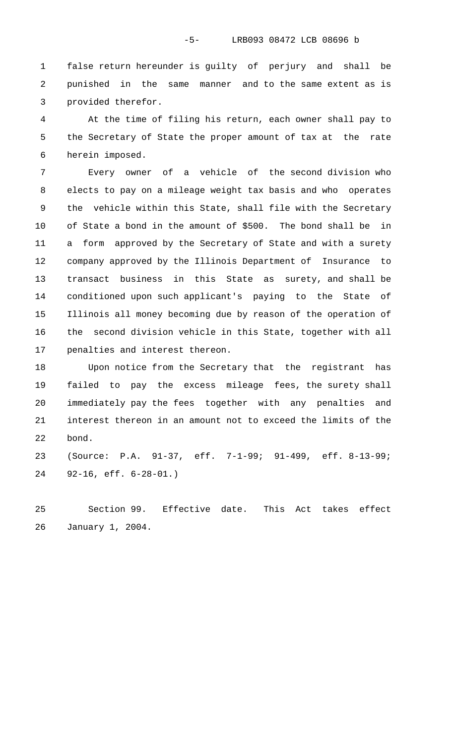false return hereunder is guilty of perjury and shall be punished in the same manner and to the same extent as is provided therefor.

At the time of filing his return, each owner shall pay to the Secretary of State the proper amount of tax at the rate herein imposed.

Every owner of a vehicle of the second division who elects to pay on a mileage weight tax basis and who operates the vehicle within this State, shall file with the Secretary of State a bond in the amount of $500. The bond shall be in a form approved by the Secretary of State and with a surety company approved by the Illinois Department of Insurance to transact business in this State as surety, and shall be conditioned upon such applicant's paying to the State of Illinois all money becoming due by reason of the operation of the second division vehicle in this State, together with all penalties and interest thereon.

Upon notice from the Secretary that the registrant has failed to pay the excess mileage fees, the surety shall immediately pay the fees together with any penalties and interest thereon in an amount not to exceed the limits of the bond.

(Source: P.A. 91-37, eff. 7-1-99; 91-499, eff. 8-13-99; 92-16, eff. 6-28-01.)

Section 99. Effective date. This Act takes effect January 1, 2004.